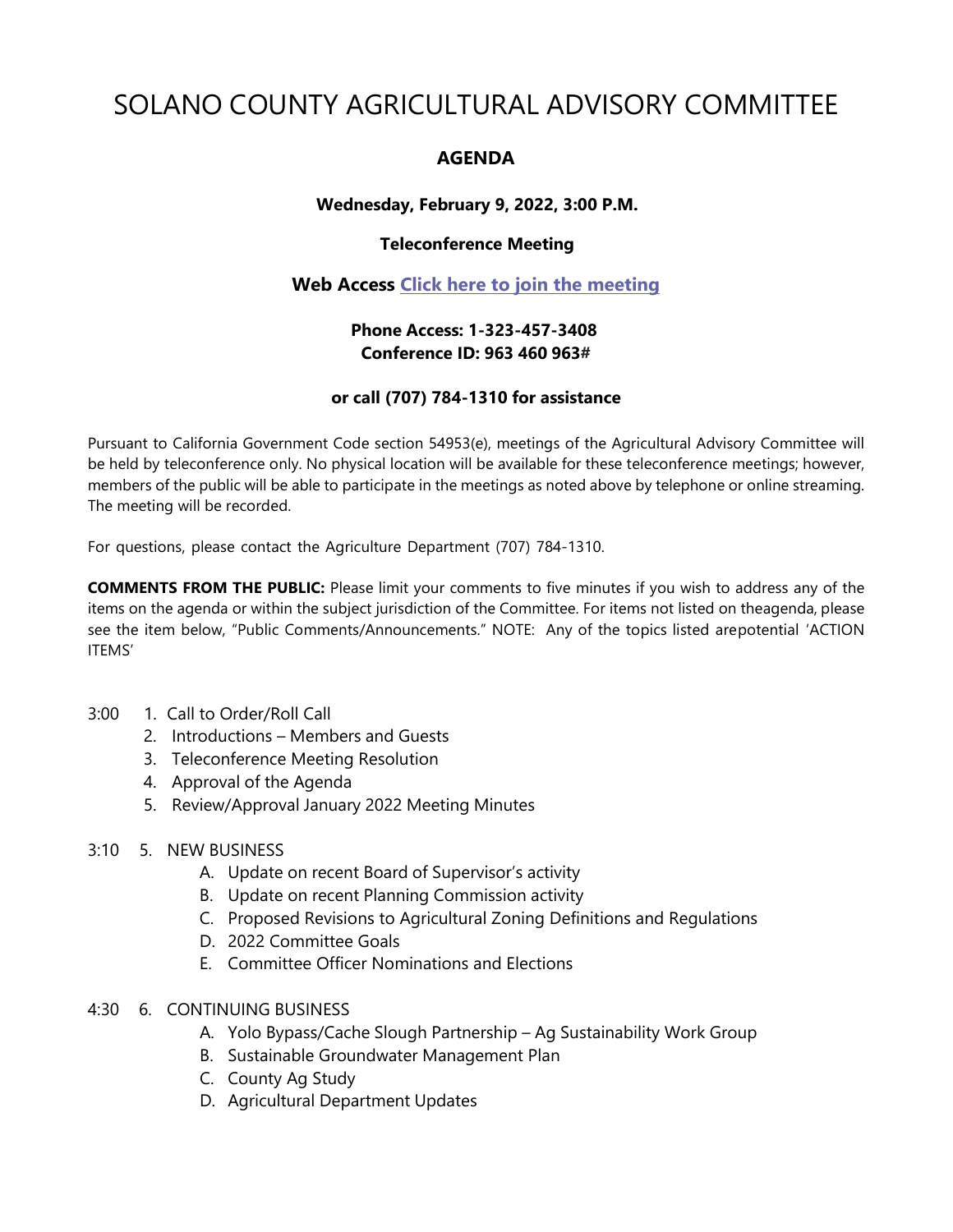# SOLANO COUNTY AGRICULTURAL ADVISORY COMMITTEE

## AGENDA

**Wednesday, February 9, 2022, 3:00 P.M.**

**Teleconference Meeting**

**Web Access Click here to join the meeting**

**Phone Access: 1-323-457-3408**
**Conference ID: 963 460 963#**

**or call (707) 784-1310 for assistance**

Pursuant to California Government Code section 54953(e), meetings of the Agricultural Advisory Committee will be held by teleconference only. No physical location will be available for these teleconference meetings; however, members of the public will be able to participate in the meetings as noted above by telephone or online streaming. The meeting will be recorded.

For questions, please contact the Agriculture Department (707) 784-1310.

**COMMENTS FROM THE PUBLIC:** Please limit your comments to five minutes if you wish to address any of the items on the agenda or within the subject jurisdiction of the Committee. For items not listed on theagenda, please see the item below, "Public Comments/Announcements." NOTE: Any of the topics listed arepotential 'ACTION ITEMS'

3:00
1. Call to Order/Roll Call
2. Introductions – Members and Guests
3. Teleconference Meeting Resolution
4. Approval of the Agenda
5. Review/Approval January 2022 Meeting Minutes

3:10 5. NEW BUSINESS
- A. Update on recent Board of Supervisor's activity
- B. Update on recent Planning Commission activity
- C. Proposed Revisions to Agricultural Zoning Definitions and Regulations
- D. 2022 Committee Goals
- E. Committee Officer Nominations and Elections

4:30 6. CONTINUING BUSINESS
- A. Yolo Bypass/Cache Slough Partnership – Ag Sustainability Work Group
- B. Sustainable Groundwater Management Plan
- C. County Ag Study
- D. Agricultural Department Updates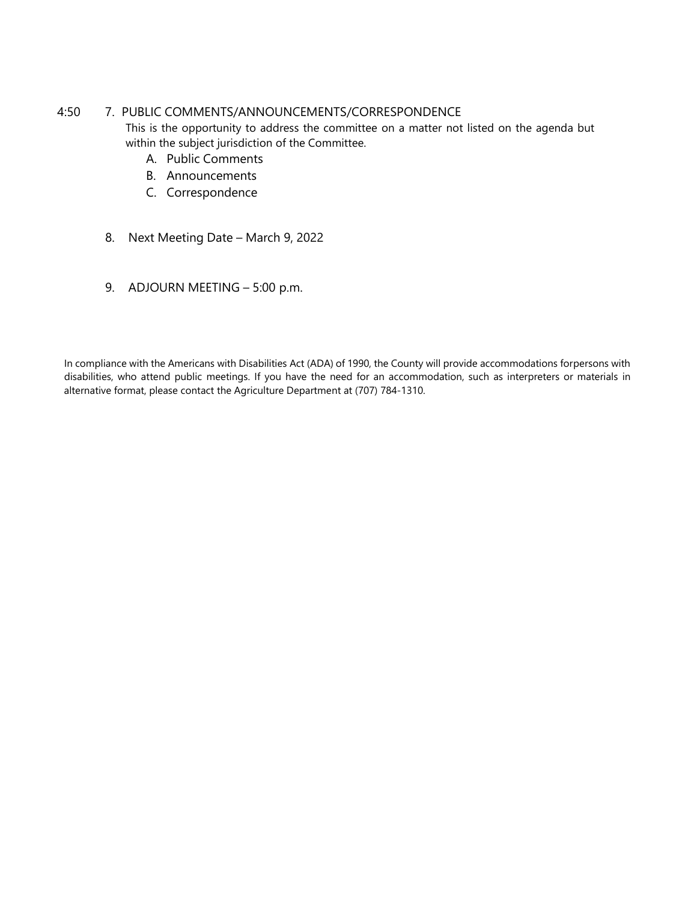4:50 7. PUBLIC COMMENTS/ANNOUNCEMENTS/CORRESPONDENCE

This is the opportunity to address the committee on a matter not listed on the agenda but within the subject jurisdiction of the Committee.

A. Public Comments
B. Announcements
C. Correspondence

8. Next Meeting Date – March 9, 2022

9. ADJOURN MEETING – 5:00 p.m.

In compliance with the Americans with Disabilities Act (ADA) of 1990, the County will provide accommodations forpersons with disabilities, who attend public meetings. If you have the need for an accommodation, such as interpreters or materials in alternative format, please contact the Agriculture Department at (707) 784-1310.